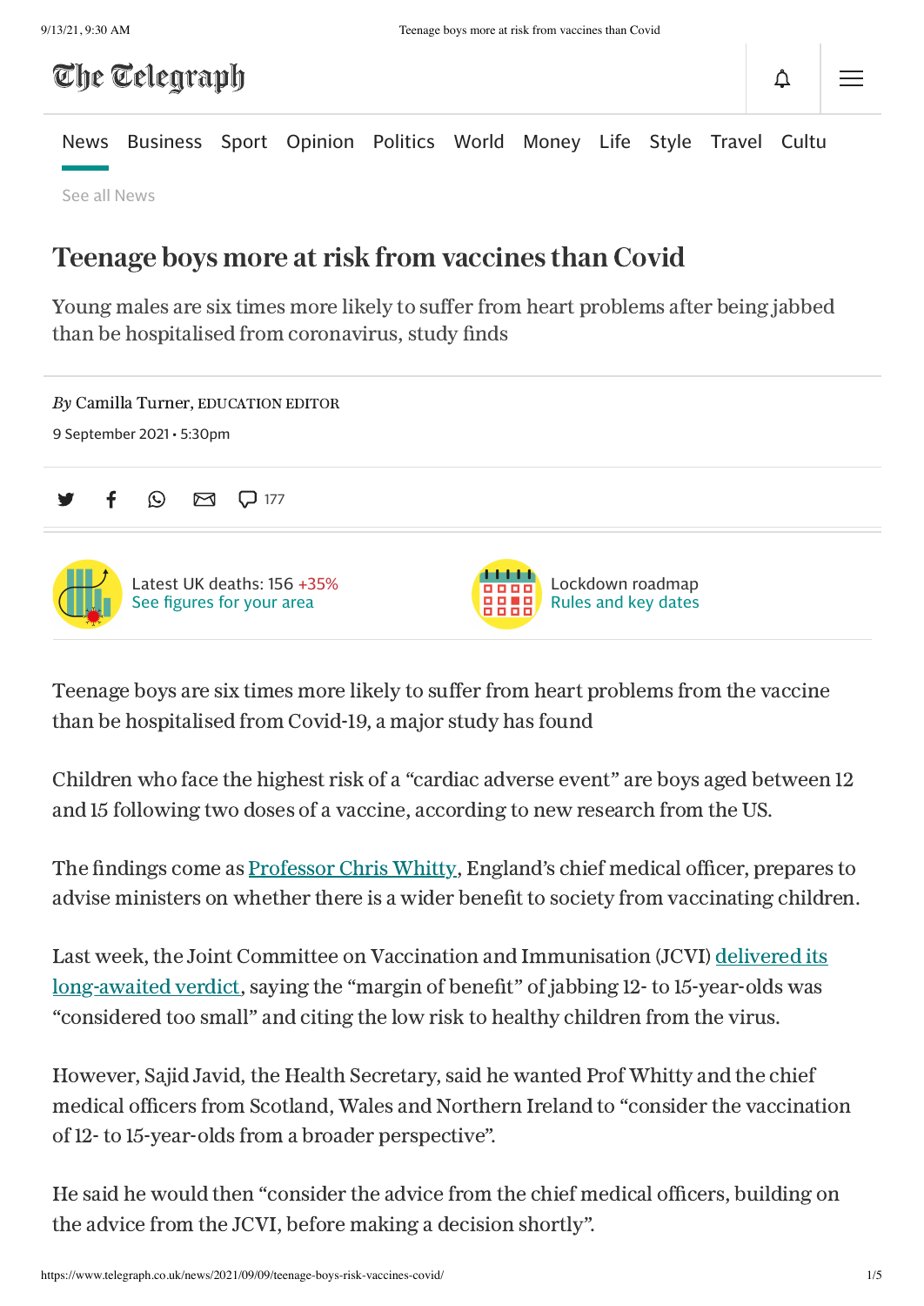# Teenage boys more at risk from vaccines than Covid

Young males are six times more likely to suffer from heart problems after being jabbed than be hospitalised from coronavirus, study finds

*By* Camilla Turner, EDUCATION EDITOR

9 September 2021 • 5:30pm

Latest UK deaths: 156 +35%
See figures for your area

Lockdown roadmap
Rules and key dates

Teenage boys are six times more likely to suffer from heart problems from the vaccine than be hospitalised from Covid-19, a major study has found

Children who face the highest risk of a "cardiac adverse event" are boys aged between 12 and 15 following two doses of a vaccine, according to new research from the US.

The findings come as Professor Chris Whitty, England's chief medical officer, prepares to advise ministers on whether there is a wider benefit to society from vaccinating children.

Last week, the Joint Committee on Vaccination and Immunisation (JCVI) delivered its long-awaited verdict, saying the "margin of benefit" of jabbing 12- to 15-year-olds was "considered too small" and citing the low risk to healthy children from the virus.

However, Sajid Javid, the Health Secretary, said he wanted Prof Whitty and the chief medical officers from Scotland, Wales and Northern Ireland to "consider the vaccination of 12- to 15-year-olds from a broader perspective".

He said he would then "consider the advice from the chief medical officers, building on the advice from the JCVI, before making a decision shortly".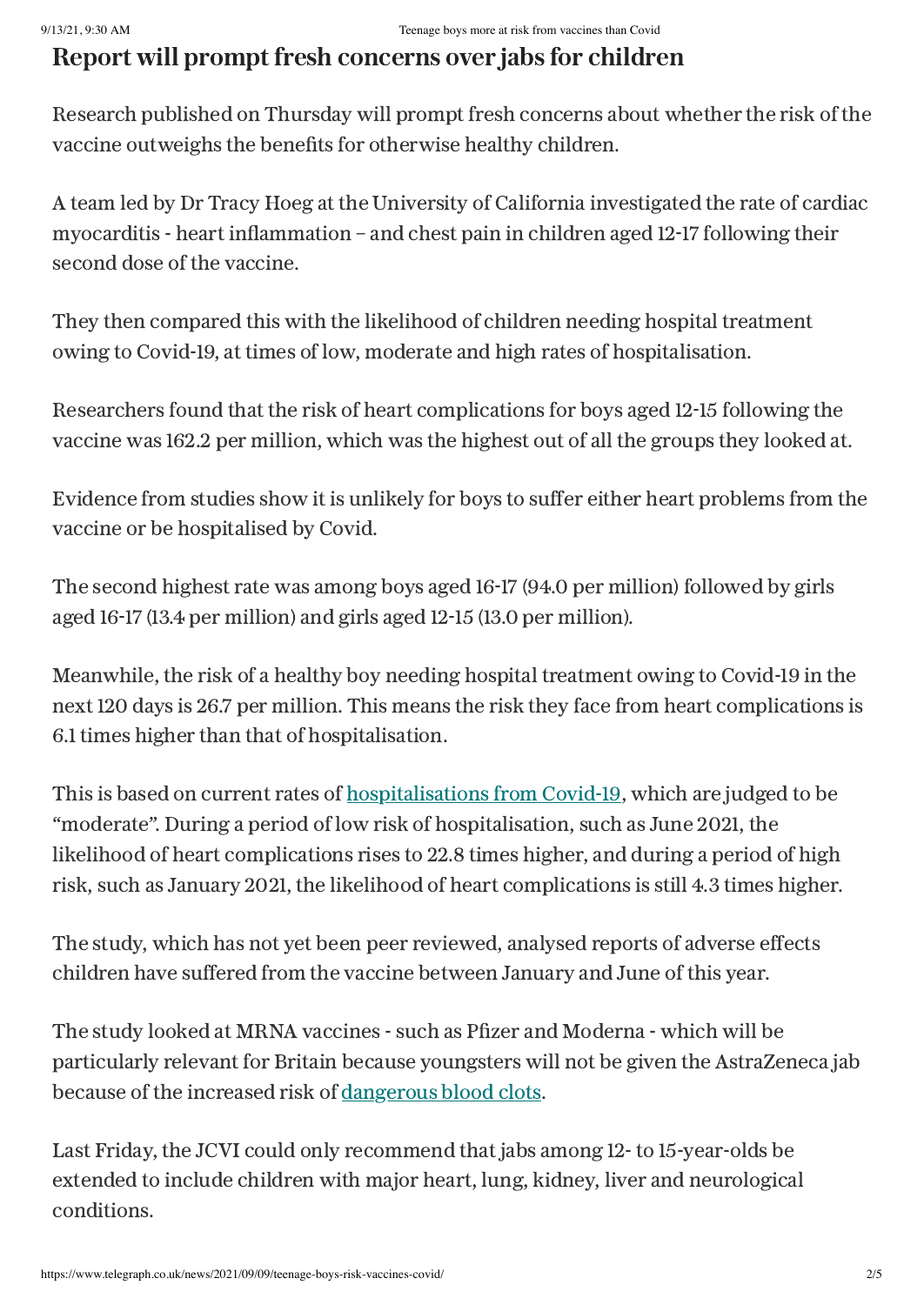## Report will prompt fresh concerns over jabs for children

Research published on Thursday will prompt fresh concerns about whether the risk of the vaccine outweighs the benefits for otherwise healthy children.

A team led by Dr Tracy Hoeg at the University of California investigated the rate of cardiac myocarditis - heart inflammation – and chest pain in children aged 12-17 following their second dose of the vaccine.

They then compared this with the likelihood of children needing hospital treatment owing to Covid-19, at times of low, moderate and high rates of hospitalisation.

Researchers found that the risk of heart complications for boys aged 12-15 following the vaccine was 162.2 per million, which was the highest out of all the groups they looked at.

Evidence from studies show it is unlikely for boys to suffer either heart problems from the vaccine or be hospitalised by Covid.

The second highest rate was among boys aged 16-17 (94.0 per million) followed by girls aged 16-17 (13.4 per million) and girls aged 12-15 (13.0 per million).

Meanwhile, the risk of a healthy boy needing hospital treatment owing to Covid-19 in the next 120 days is 26.7 per million. This means the risk they face from heart complications is 6.1 times higher than that of hospitalisation.

This is based on current rates of [hospitalisations from Covid-19](), which are judged to be "moderate". During a period of low risk of hospitalisation, such as June 2021, the likelihood of heart complications rises to 22.8 times higher, and during a period of high risk, such as January 2021, the likelihood of heart complications is still 4.3 times higher.

The study, which has not yet been peer reviewed, analysed reports of adverse effects children have suffered from the vaccine between January and June of this year.

The study looked at MRNA vaccines - such as Pfizer and Moderna - which will be particularly relevant for Britain because youngsters will not be given the AstraZeneca jab because of the increased risk of [dangerous blood clots]().

Last Friday, the JCVI could only recommend that jabs among 12- to 15-year-olds be extended to include children with major heart, lung, kidney, liver and neurological conditions.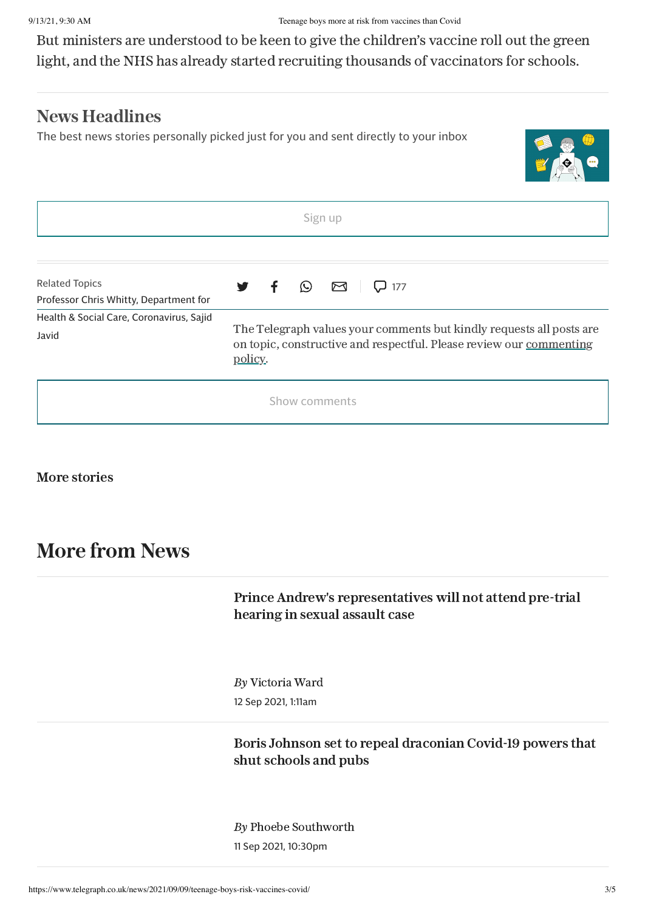But ministers are understood to be keen to give the children's vaccine roll out the green light, and the NHS has already started recruiting thousands of vaccinators for schools.

## News Headlines

The best news stories personally picked just for you and sent directly to your inbox

Sign up

Related Topics
Professor Chris Whitty, Department for Health & Social Care, Coronavirus, Sajid Javid

177

The Telegraph values your comments but kindly requests all posts are on topic, constructive and respectful. Please review our commenting policy.

Show comments

### More stories

## More from News

**Prince Andrew's representatives will not attend pre-trial hearing in sexual assault case**

*By* Victoria Ward
12 Sep 2021, 1:11am

**Boris Johnson set to repeal draconian Covid-19 powers that shut schools and pubs**

*By* Phoebe Southworth
11 Sep 2021, 10:30pm